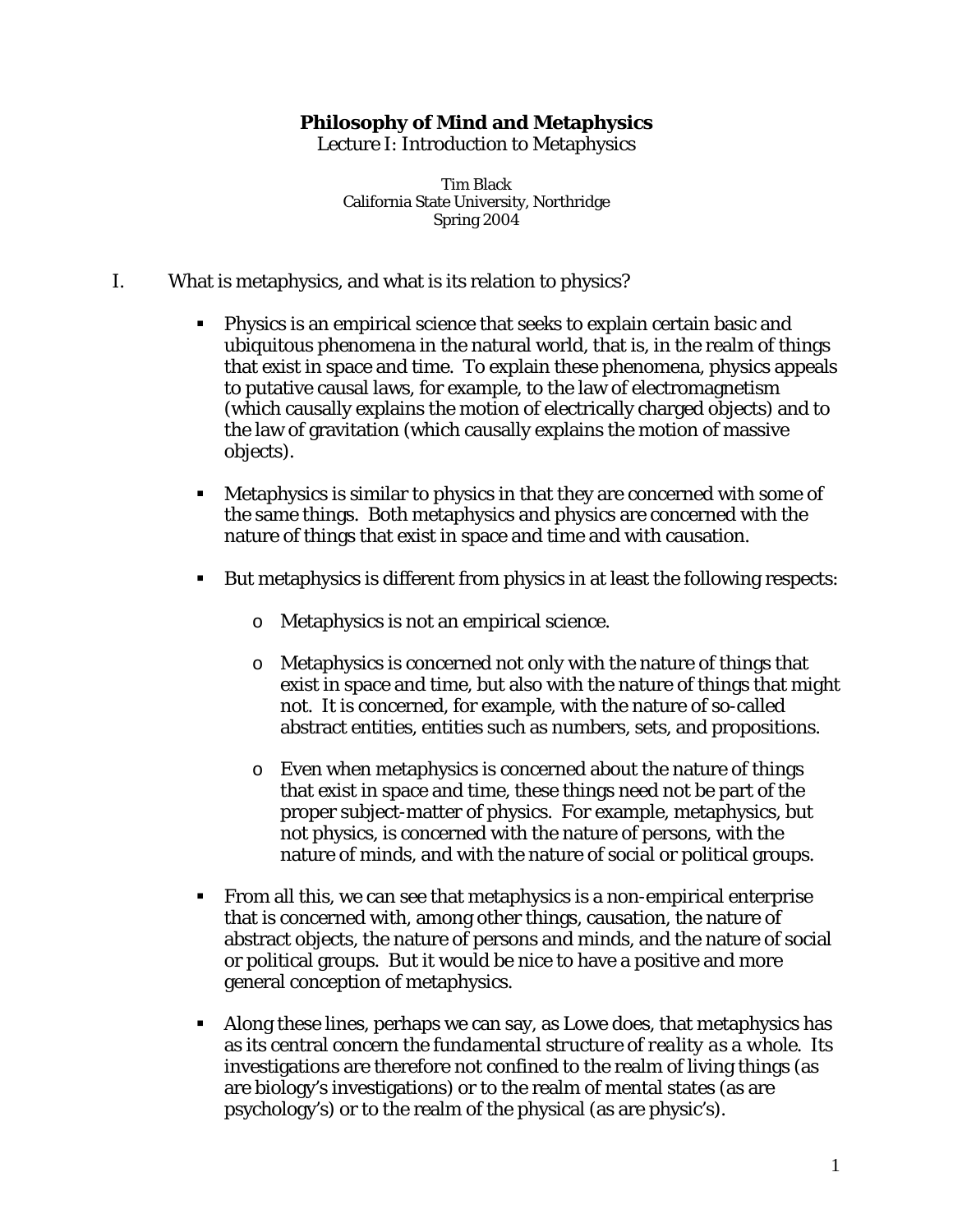# Philosophy of Mind and Metaphysics

Lecture I: Introduction to Metaphysics

Tim Black
California State University, Northridge
Spring 2004

## I. What is metaphysics, and what is its relation to physics?

- Physics is an empirical science that seeks to explain certain basic and ubiquitous phenomena in the natural world, that is, in the realm of things that exist in space and time. To explain these phenomena, physics appeals to putative causal laws, for example, to the law of electromagnetism (which causally explains the motion of electrically charged objects) and to the law of gravitation (which causally explains the motion of massive objects).

- Metaphysics is similar to physics in that they are concerned with some of the same things. Both metaphysics and physics are concerned with the nature of things that exist in space and time and with causation.

- But metaphysics is different from physics in at least the following respects:
  - Metaphysics is not an empirical science.
  - Metaphysics is concerned not only with the nature of things that exist in space and time, but also with the nature of things that might not. It is concerned, for example, with the nature of so-called abstract entities, entities such as numbers, sets, and propositions.
  - Even when metaphysics is concerned about the nature of things that exist in space and time, these things need not be part of the proper subject-matter of physics. For example, metaphysics, but not physics, is concerned with the nature of persons, with the nature of minds, and with the nature of social or political groups.

- From all this, we can see that metaphysics is a non-empirical enterprise that is concerned with, among other things, causation, the nature of abstract objects, the nature of persons and minds, and the nature of social or political groups. But it would be nice to have a positive and more general conception of metaphysics.

- Along these lines, perhaps we can say, as Lowe does, that metaphysics has as its central concern the *fundamental structure of reality as a whole*. Its investigations are therefore not confined to the realm of living things (as are biology's investigations) or to the realm of mental states (as are psychology's) or to the realm of the physical (as are physic's).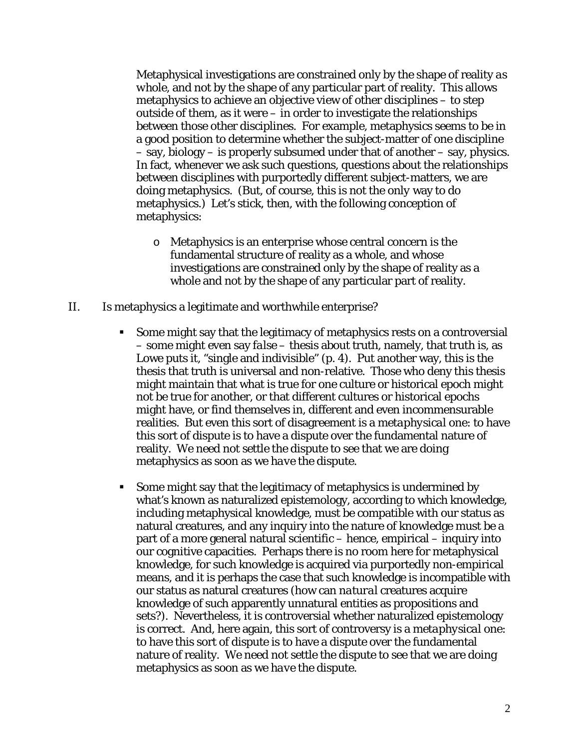Metaphysical investigations are constrained only by the shape of reality *as whole*, and not by the shape of any particular part of reality. This allows metaphysics to achieve an objective view of other disciplines – to step outside of them, as it were – in order to investigate the relationships between those other disciplines. For example, metaphysics seems to be in a good position to determine whether the subject-matter of one discipline – say, biology – is properly subsumed under that of another – say, physics. In fact, whenever we ask such questions, questions about the relationships between disciplines with purportedly different subject-matters, we are doing metaphysics. (But, of course, this is not the only way to do metaphysics.) Let's stick, then, with the following conception of metaphysics:

- Metaphysics is an enterprise whose central concern is the fundamental structure of reality as a whole, and whose investigations are constrained only by the shape of reality as a whole and not by the shape of any particular part of reality.

## II. Is metaphysics a legitimate and worthwhile enterprise?

- Some might say that the legitimacy of metaphysics rests on a controversial – some might even say *false* – thesis about truth, namely, that truth is, as Lowe puts it, "single and indivisible" (p. 4). Put another way, this is the thesis that truth is universal and non-relative. Those who deny this thesis might maintain that what is true for one culture or historical epoch might not be true for another, or that different cultures or historical epochs might have, or find themselves in, different and even incommensurable realities. But even this sort of disagreement is a *metaphysical* one: to have this sort of dispute is to have a dispute over the fundamental nature of reality. We need not settle the dispute to see that we are doing metaphysics as soon as we *have* the dispute.

- Some might say that the legitimacy of metaphysics is undermined by what's known as naturalized epistemology, according to which knowledge, including metaphysical knowledge, must be compatible with our status as natural creatures, and any inquiry into the nature of knowledge must be a part of a more general natural scientific – hence, empirical – inquiry into our cognitive capacities. Perhaps there is no room here for metaphysical knowledge, for such knowledge is acquired via purportedly non-empirical means, and it is perhaps the case that such knowledge is incompatible with our status as natural creatures (how can *natural* creatures acquire knowledge of such apparently unnatural entities as propositions and sets?). Nevertheless, it is controversial whether naturalized epistemology is correct. And, here again, this sort of controversy is a *metaphysical* one: to have this sort of dispute is to have a dispute over the fundamental nature of reality. We need not settle the dispute to see that we are doing metaphysics as soon as we *have* the dispute.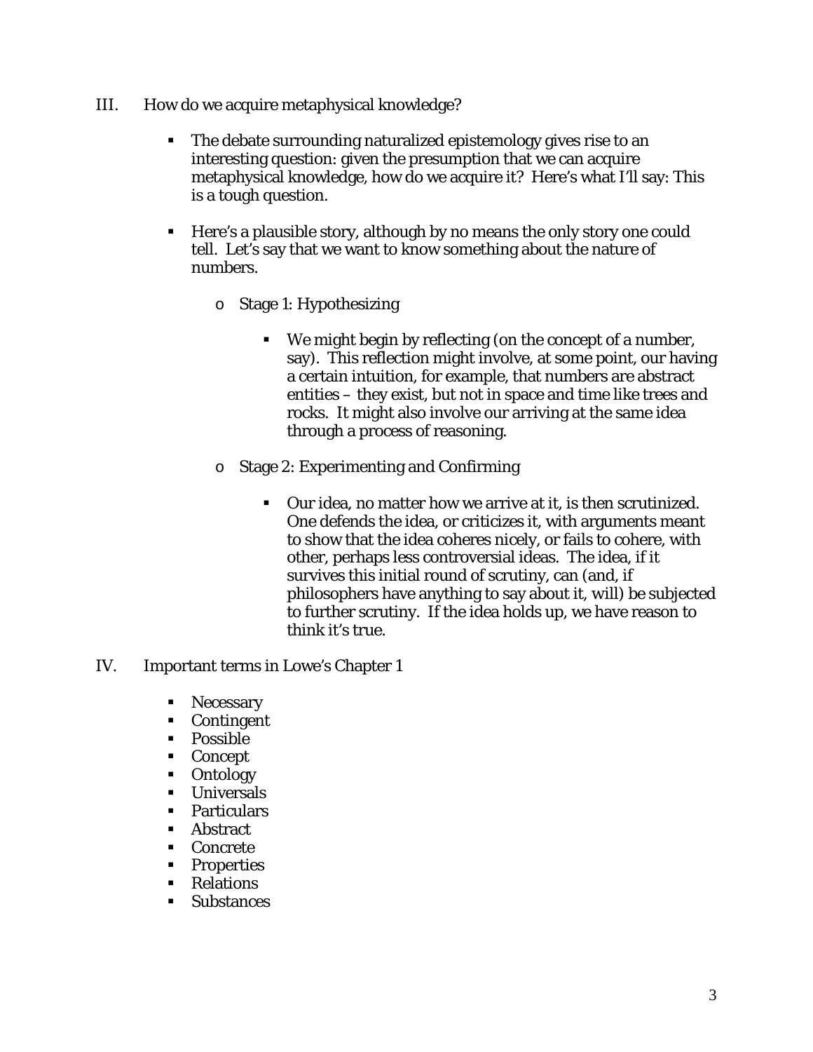## III. How do we acquire metaphysical knowledge?

- The debate surrounding naturalized epistemology gives rise to an interesting question: given the presumption that we can acquire metaphysical knowledge, how do we acquire it? Here's what I'll say: This is a tough question.

- Here's a plausible story, although by no means the only story one could tell. Let's say that we want to know something about the nature of numbers.

  - Stage 1: Hypothesizing

    - We might begin by reflecting (on the concept of a number, say). This reflection might involve, at some point, our having a certain intuition, for example, that numbers are abstract entities – they exist, but not in space and time like trees and rocks. It might also involve our arriving at the same idea through a process of reasoning.

  - Stage 2: Experimenting and Confirming

    - Our idea, no matter how we arrive at it, is then scrutinized. One defends the idea, or criticizes it, with arguments meant to show that the idea coheres nicely, or fails to cohere, with other, perhaps less controversial ideas. The idea, if it survives this initial round of scrutiny, can (and, if philosophers have anything to say about it, will) be subjected to further scrutiny. If the idea holds up, we have reason to think it's true.

## IV. Important terms in Lowe's Chapter 1

- Necessary
- Contingent
- Possible
- Concept
- Ontology
- Universals
- Particulars
- Abstract
- Concrete
- Properties
- Relations
- Substances